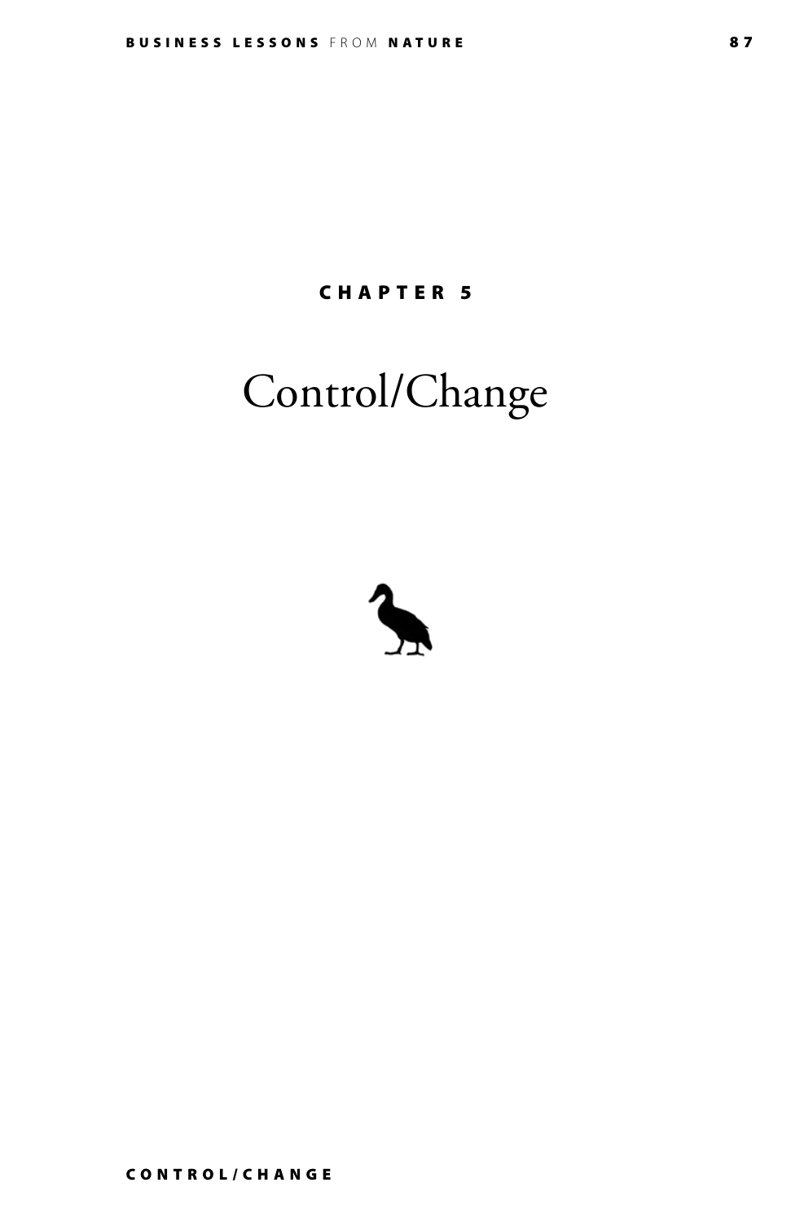## CHAPTER 5

# Control/Change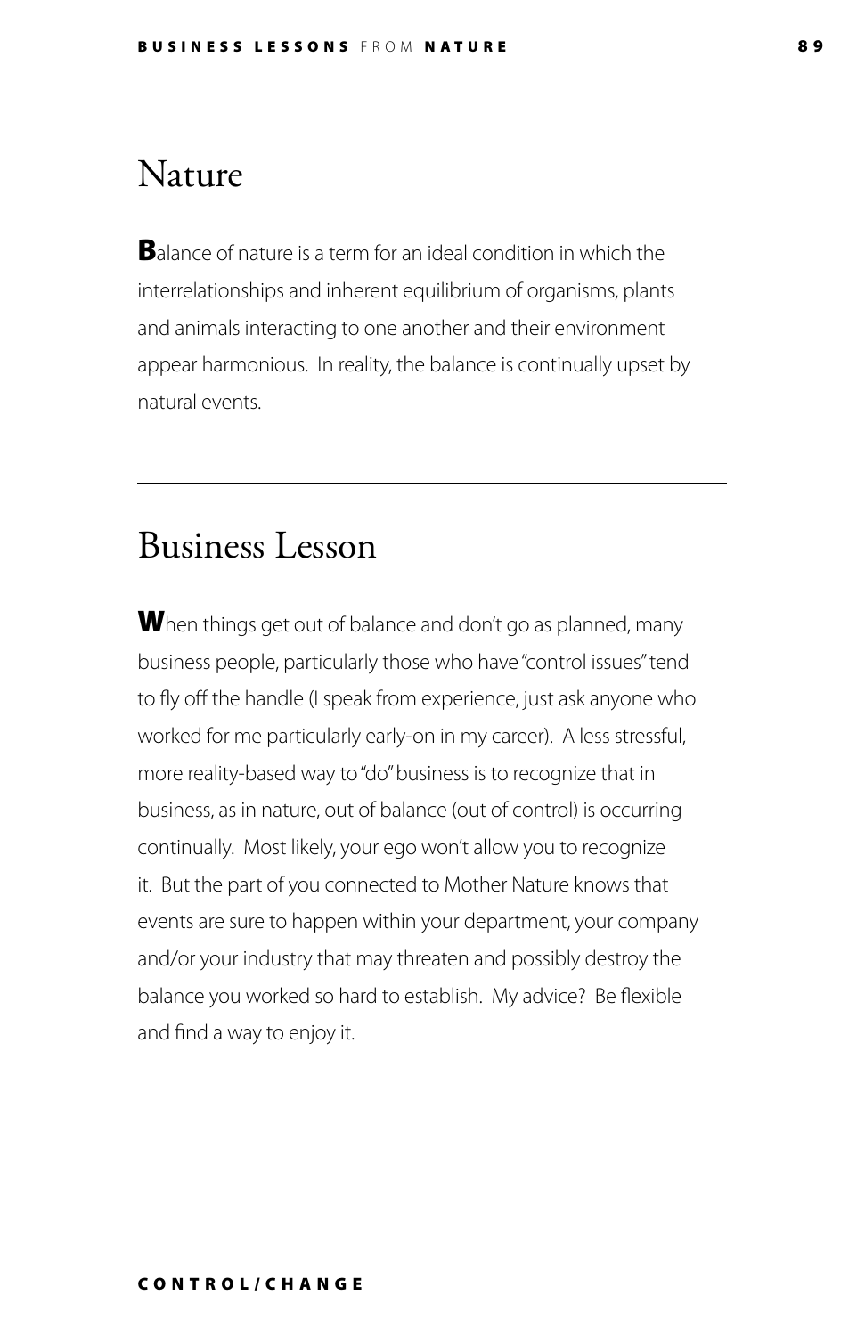## Nature

Balance of nature is a term for an ideal condition in which the interrelationships and inherent equilibrium of organisms, plants and animals interacting to one another and their environment appear harmonious. In reality, the balance is continually upset by natural events.

---

## Business Lesson

When things get out of balance and don't go as planned, many business people, particularly those who have "control issues" tend to fly off the handle (I speak from experience, just ask anyone who worked for me particularly early-on in my career). A less stressful, more reality-based way to "do" business is to recognize that in business, as in nature, out of balance (out of control) is occurring continually. Most likely, your ego won't allow you to recognize it. But the part of you connected to Mother Nature knows that events are sure to happen within your department, your company and/or your industry that may threaten and possibly destroy the balance you worked so hard to establish. My advice? Be flexible and find a way to enjoy it.

CONTROL/CHANGE